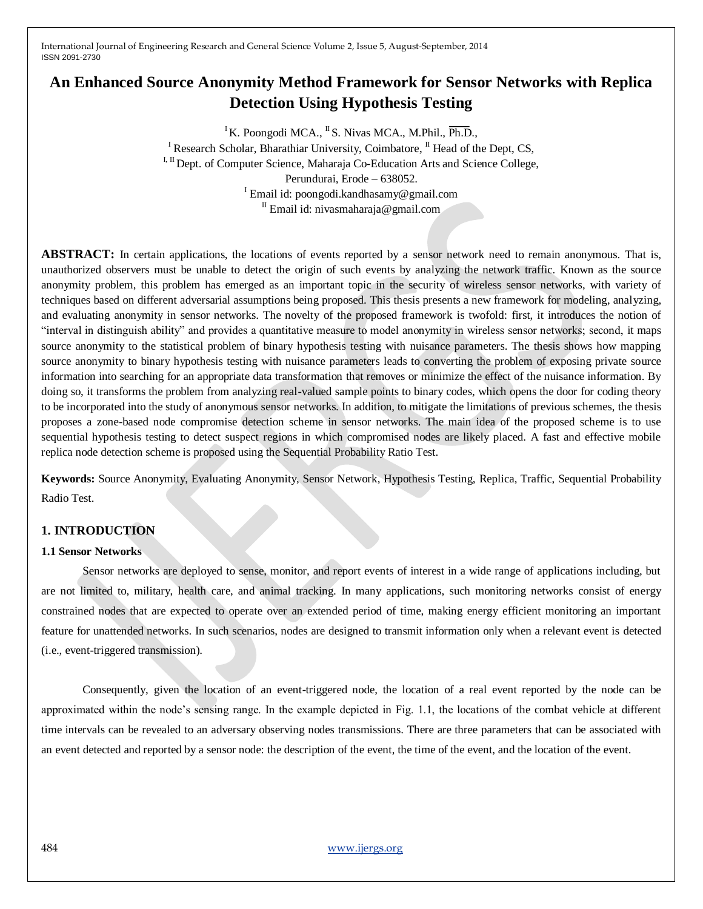# An Enhanced Source Anonymity Method Framework for Sensor Networks with Replica Detection Using Hypothesis Testing

[I] K. Poongodi MCA., [II] S. Nivas MCA., M.Phil., Ph.D.,

[I] Research Scholar, Bharathiar University, Coimbatore, [II] Head of the Dept, CS,

[I, II] Dept. of Computer Science, Maharaja Co-Education Arts and Science College,

Perundurai, Erode – 638052.

[I] Email id: poongodi.kandhasamy@gmail.com

[II] Email id: nivasmaharaja@gmail.com

**ABSTRACT:** In certain applications, the locations of events reported by a sensor network need to remain anonymous. That is, unauthorized observers must be unable to detect the origin of such events by analyzing the network traffic. Known as the source anonymity problem, this problem has emerged as an important topic in the security of wireless sensor networks, with variety of techniques based on different adversarial assumptions being proposed. This thesis presents a new framework for modeling, analyzing, and evaluating anonymity in sensor networks. The novelty of the proposed framework is twofold: first, it introduces the notion of "interval in distinguish ability" and provides a quantitative measure to model anonymity in wireless sensor networks; second, it maps source anonymity to the statistical problem of binary hypothesis testing with nuisance parameters. The thesis shows how mapping source anonymity to binary hypothesis testing with nuisance parameters leads to converting the problem of exposing private source information into searching for an appropriate data transformation that removes or minimize the effect of the nuisance information. By doing so, it transforms the problem from analyzing real-valued sample points to binary codes, which opens the door for coding theory to be incorporated into the study of anonymous sensor networks. In addition, to mitigate the limitations of previous schemes, the thesis proposes a zone-based node compromise detection scheme in sensor networks. The main idea of the proposed scheme is to use sequential hypothesis testing to detect suspect regions in which compromised nodes are likely placed. A fast and effective mobile replica node detection scheme is proposed using the Sequential Probability Ratio Test.

**Keywords:** Source Anonymity, Evaluating Anonymity, Sensor Network, Hypothesis Testing, Replica, Traffic, Sequential Probability Radio Test.

## 1. INTRODUCTION

### 1.1 Sensor Networks

Sensor networks are deployed to sense, monitor, and report events of interest in a wide range of applications including, but are not limited to, military, health care, and animal tracking. In many applications, such monitoring networks consist of energy constrained nodes that are expected to operate over an extended period of time, making energy efficient monitoring an important feature for unattended networks. In such scenarios, nodes are designed to transmit information only when a relevant event is detected (i.e., event-triggered transmission).

Consequently, given the location of an event-triggered node, the location of a real event reported by the node can be approximated within the node's sensing range. In the example depicted in Fig. 1.1, the locations of the combat vehicle at different time intervals can be revealed to an adversary observing nodes transmissions. There are three parameters that can be associated with an event detected and reported by a sensor node: the description of the event, the time of the event, and the location of the event.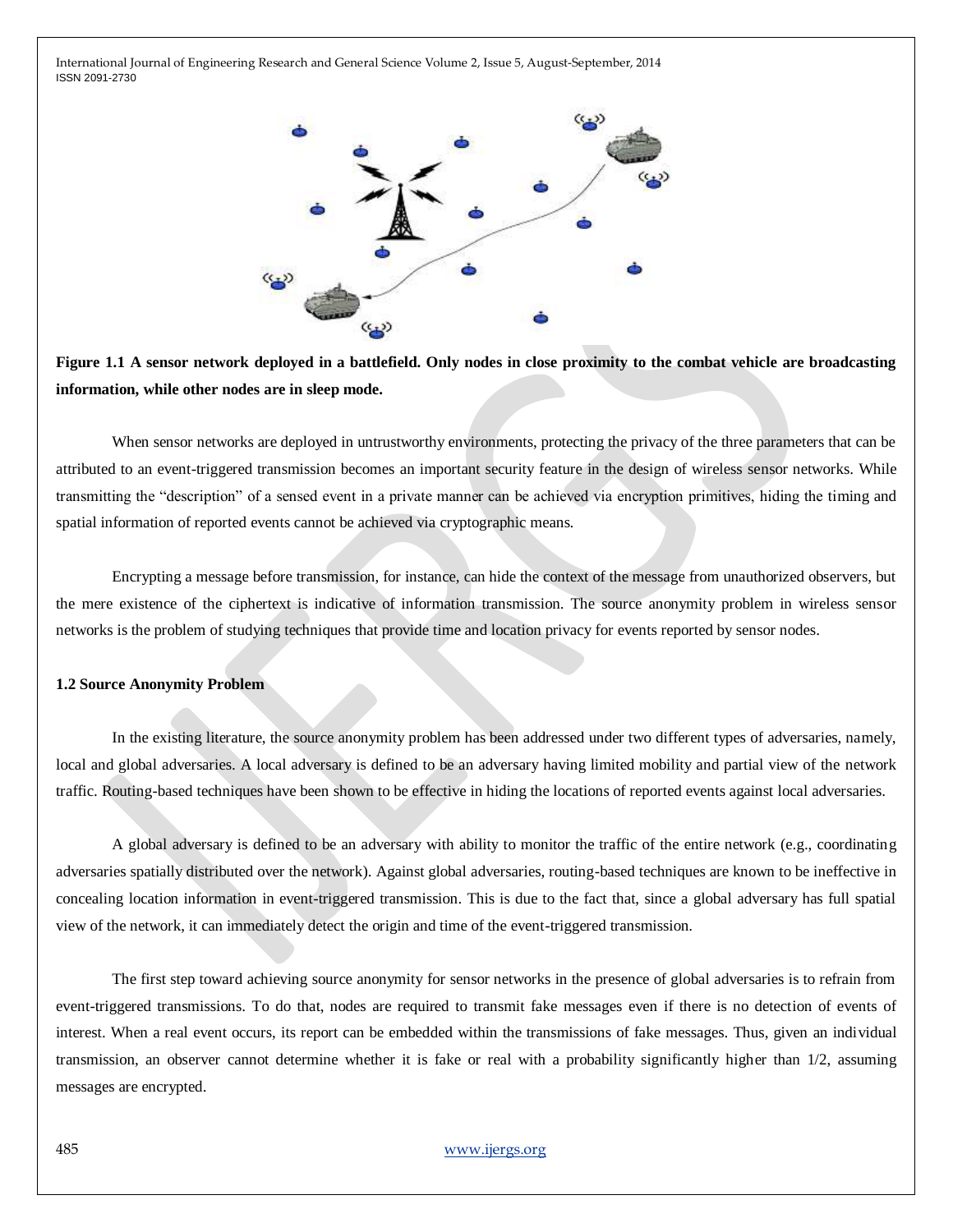**Figure 1.1 A sensor network deployed in a battlefield. Only nodes in close proximity to the combat vehicle are broadcasting information, while other nodes are in sleep mode.**

When sensor networks are deployed in untrustworthy environments, protecting the privacy of the three parameters that can be attributed to an event-triggered transmission becomes an important security feature in the design of wireless sensor networks. While transmitting the "description" of a sensed event in a private manner can be achieved via encryption primitives, hiding the timing and spatial information of reported events cannot be achieved via cryptographic means.

Encrypting a message before transmission, for instance, can hide the context of the message from unauthorized observers, but the mere existence of the ciphertext is indicative of information transmission. The source anonymity problem in wireless sensor networks is the problem of studying techniques that provide time and location privacy for events reported by sensor nodes.

**1.2 Source Anonymity Problem**

In the existing literature, the source anonymity problem has been addressed under two different types of adversaries, namely, local and global adversaries. A local adversary is defined to be an adversary having limited mobility and partial view of the network traffic. Routing-based techniques have been shown to be effective in hiding the locations of reported events against local adversaries.

A global adversary is defined to be an adversary with ability to monitor the traffic of the entire network (e.g., coordinating adversaries spatially distributed over the network). Against global adversaries, routing-based techniques are known to be ineffective in concealing location information in event-triggered transmission. This is due to the fact that, since a global adversary has full spatial view of the network, it can immediately detect the origin and time of the event-triggered transmission.

The first step toward achieving source anonymity for sensor networks in the presence of global adversaries is to refrain from event-triggered transmissions. To do that, nodes are required to transmit fake messages even if there is no detection of events of interest. When a real event occurs, its report can be embedded within the transmissions of fake messages. Thus, given an individual transmission, an observer cannot determine whether it is fake or real with a probability significantly higher than 1/2, assuming messages are encrypted.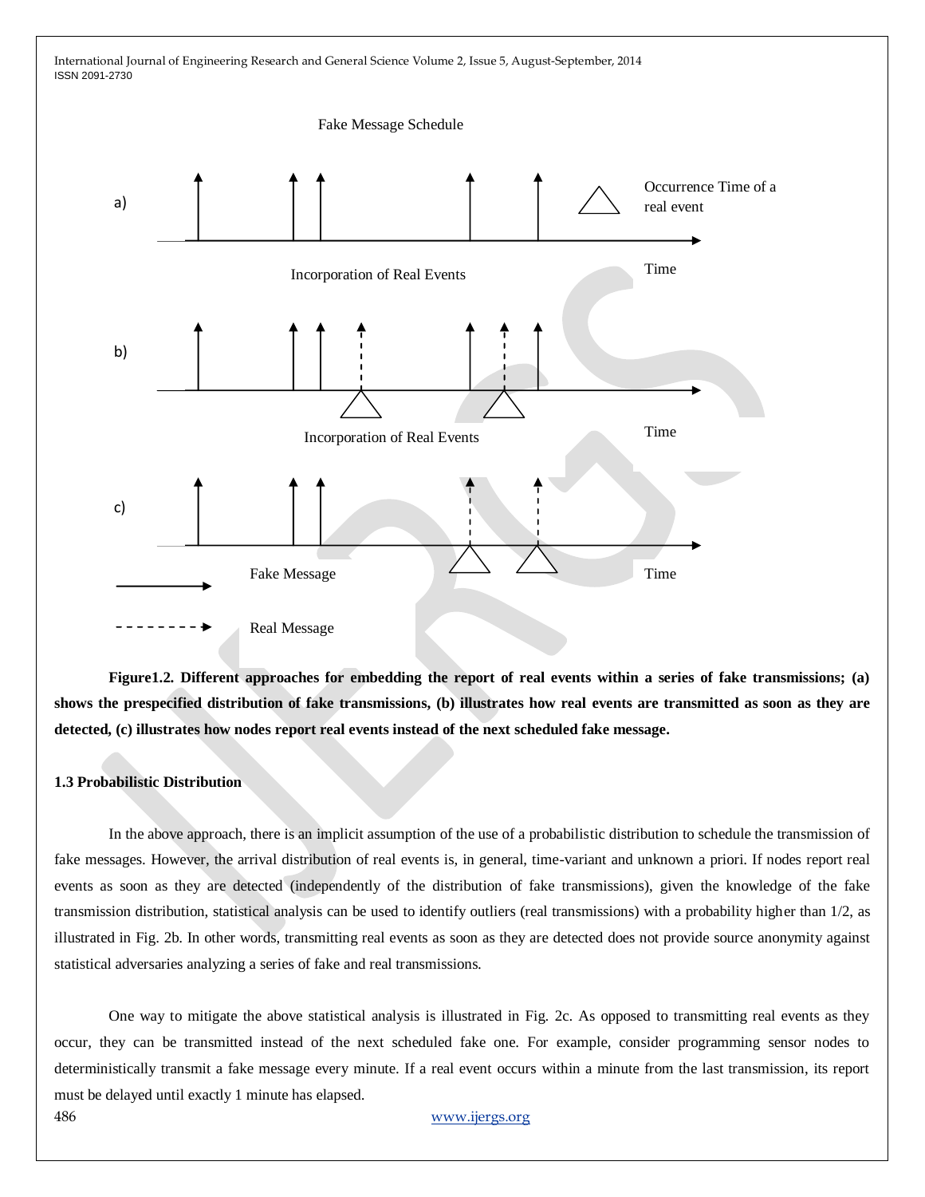**Figure1.2. Different approaches for embedding the report of real events within a series of fake transmissions; (a) shows the prespecified distribution of fake transmissions, (b) illustrates how real events are transmitted as soon as they are detected, (c) illustrates how nodes report real events instead of the next scheduled fake message.**

### 1.3 Probabilistic Distribution

In the above approach, there is an implicit assumption of the use of a probabilistic distribution to schedule the transmission of fake messages. However, the arrival distribution of real events is, in general, time-variant and unknown a priori. If nodes report real events as soon as they are detected (independently of the distribution of fake transmissions), given the knowledge of the fake transmission distribution, statistical analysis can be used to identify outliers (real transmissions) with a probability higher than 1/2, as illustrated in Fig. 2b. In other words, transmitting real events as soon as they are detected does not provide source anonymity against statistical adversaries analyzing a series of fake and real transmissions.

One way to mitigate the above statistical analysis is illustrated in Fig. 2c. As opposed to transmitting real events as they occur, they can be transmitted instead of the next scheduled fake one. For example, consider programming sensor nodes to deterministically transmit a fake message every minute. If a real event occurs within a minute from the last transmission, its report must be delayed until exactly 1 minute has elapsed.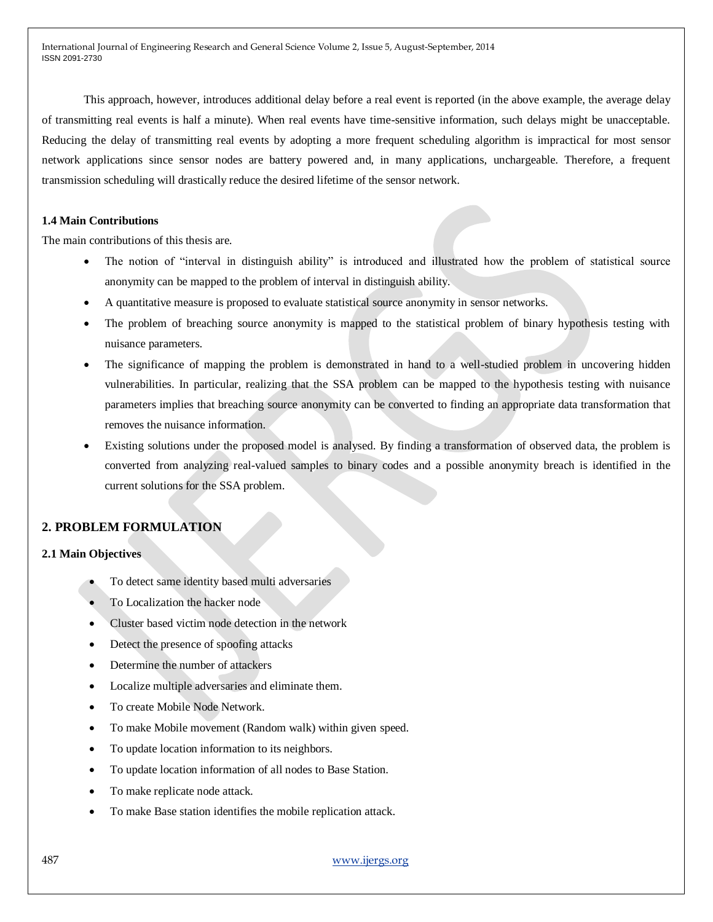This approach, however, introduces additional delay before a real event is reported (in the above example, the average delay of transmitting real events is half a minute). When real events have time-sensitive information, such delays might be unacceptable. Reducing the delay of transmitting real events by adopting a more frequent scheduling algorithm is impractical for most sensor network applications since sensor nodes are battery powered and, in many applications, unchargeable. Therefore, a frequent transmission scheduling will drastically reduce the desired lifetime of the sensor network.

### 1.4 Main Contributions

The main contributions of this thesis are.

- The notion of "interval in distinguish ability" is introduced and illustrated how the problem of statistical source anonymity can be mapped to the problem of interval in distinguish ability.
- A quantitative measure is proposed to evaluate statistical source anonymity in sensor networks.
- The problem of breaching source anonymity is mapped to the statistical problem of binary hypothesis testing with nuisance parameters.
- The significance of mapping the problem is demonstrated in hand to a well-studied problem in uncovering hidden vulnerabilities. In particular, realizing that the SSA problem can be mapped to the hypothesis testing with nuisance parameters implies that breaching source anonymity can be converted to finding an appropriate data transformation that removes the nuisance information.
- Existing solutions under the proposed model is analysed. By finding a transformation of observed data, the problem is converted from analyzing real-valued samples to binary codes and a possible anonymity breach is identified in the current solutions for the SSA problem.

## 2. PROBLEM FORMULATION

### 2.1 Main Objectives

- To detect same identity based multi adversaries
- To Localization the hacker node
- Cluster based victim node detection in the network
- Detect the presence of spoofing attacks
- Determine the number of attackers
- Localize multiple adversaries and eliminate them.
- To create Mobile Node Network.
- To make Mobile movement (Random walk) within given speed.
- To update location information to its neighbors.
- To update location information of all nodes to Base Station.
- To make replicate node attack.
- To make Base station identifies the mobile replication attack.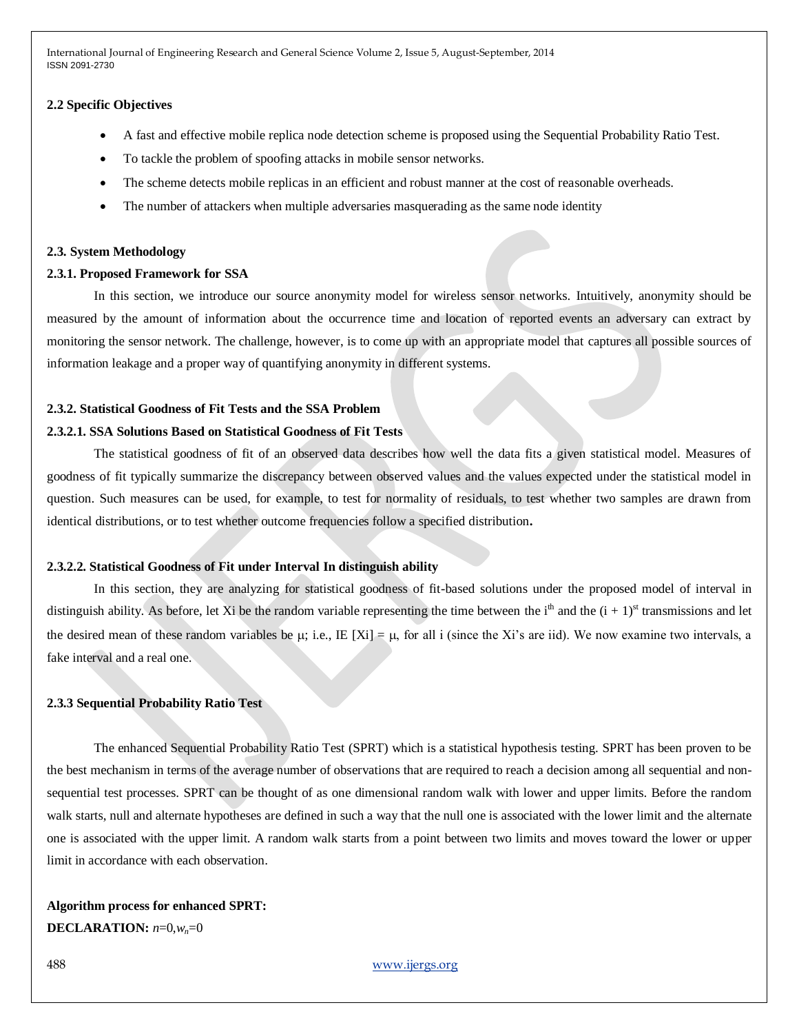### 2.2 Specific Objectives

- A fast and effective mobile replica node detection scheme is proposed using the Sequential Probability Ratio Test.
- To tackle the problem of spoofing attacks in mobile sensor networks.
- The scheme detects mobile replicas in an efficient and robust manner at the cost of reasonable overheads.
- The number of attackers when multiple adversaries masquerading as the same node identity

### 2.3. System Methodology

#### 2.3.1. Proposed Framework for SSA

In this section, we introduce our source anonymity model for wireless sensor networks. Intuitively, anonymity should be measured by the amount of information about the occurrence time and location of reported events an adversary can extract by monitoring the sensor network. The challenge, however, is to come up with an appropriate model that captures all possible sources of information leakage and a proper way of quantifying anonymity in different systems.

#### 2.3.2. Statistical Goodness of Fit Tests and the SSA Problem

##### 2.3.2.1. SSA Solutions Based on Statistical Goodness of Fit Tests

The statistical goodness of fit of an observed data describes how well the data fits a given statistical model. Measures of goodness of fit typically summarize the discrepancy between observed values and the values expected under the statistical model in question. Such measures can be used, for example, to test for normality of residuals, to test whether two samples are drawn from identical distributions, or to test whether outcome frequencies follow a specified distribution**.**

##### 2.3.2.2. Statistical Goodness of Fit under Interval In distinguish ability

In this section, they are analyzing for statistical goodness of fit-based solutions under the proposed model of interval in distinguish ability. As before, let Xi be the random variable representing the time between the $i^{th}$ and the $(i + 1)^{st}$ transmissions and let the desired mean of these random variables be μ; i.e., IE [Xi] = μ, for all i (since the Xi's are iid). We now examine two intervals, a fake interval and a real one.

#### 2.3.3 Sequential Probability Ratio Test

The enhanced Sequential Probability Ratio Test (SPRT) which is a statistical hypothesis testing. SPRT has been proven to be the best mechanism in terms of the average number of observations that are required to reach a decision among all sequential and non-sequential test processes. SPRT can be thought of as one dimensional random walk with lower and upper limits. Before the random walk starts, null and alternate hypotheses are defined in such a way that the null one is associated with the lower limit and the alternate one is associated with the upper limit. A random walk starts from a point between two limits and moves toward the lower or upper limit in accordance with each observation.

**Algorithm process for enhanced SPRT:**

**DECLARATION:** $n=0, w_n=0$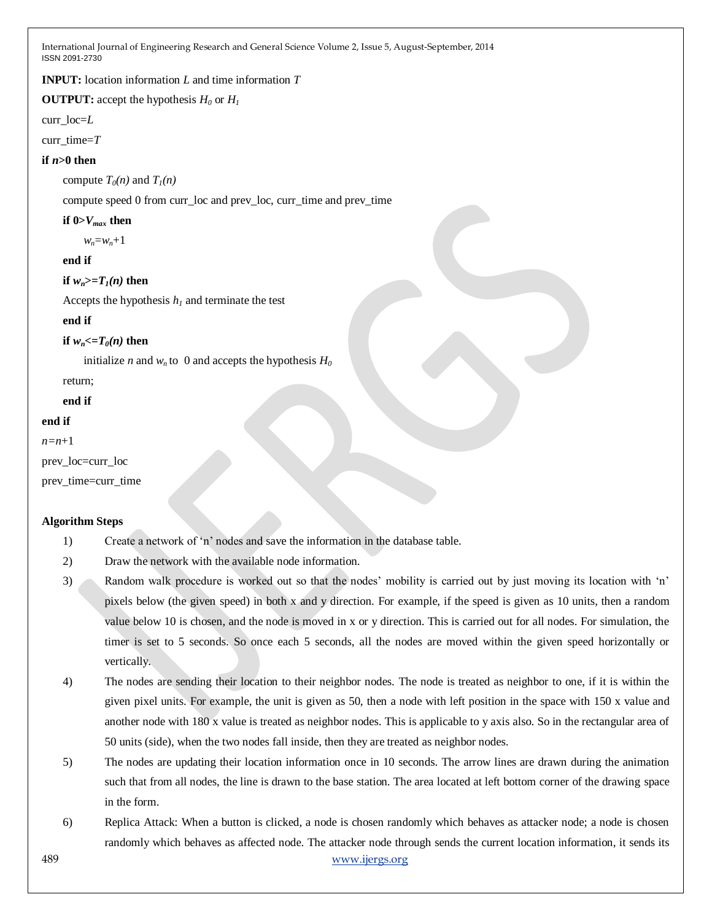**INPUT:** location information $L$ and time information $T$

**OUTPUT:** accept the hypothesis $H_0$ or $H_1$

curr_loc=$L$

curr_time=$T$

**if $n$>0 then**

compute $T_0(n)$ and $T_1(n)$

compute speed 0 from curr_loc and prev_loc, curr_time and prev_time

**if 0>$V_{max}$ then**

$w_n$=$w_n$+1

**end if**

**if $w_n$>=$T_1(n)$ then**

Accepts the hypothesis $h_1$ and terminate the test

**end if**

**if $w_n$<=$T_0(n)$ then**

initialize $n$ and $w_n$ to 0 and accepts the hypothesis $H_0$

return;

**end if**

**end if**

$n$=$n$+1

prev_loc=curr_loc

prev_time=curr_time

**Algorithm Steps**

1) Create a network of 'n' nodes and save the information in the database table.
2) Draw the network with the available node information.
3) Random walk procedure is worked out so that the nodes' mobility is carried out by just moving its location with 'n' pixels below (the given speed) in both x and y direction. For example, if the speed is given as 10 units, then a random value below 10 is chosen, and the node is moved in x or y direction. This is carried out for all nodes. For simulation, the timer is set to 5 seconds. So once each 5 seconds, all the nodes are moved within the given speed horizontally or vertically.
4) The nodes are sending their location to their neighbor nodes. The node is treated as neighbor to one, if it is within the given pixel units. For example, the unit is given as 50, then a node with left position in the space with 150 x value and another node with 180 x value is treated as neighbor nodes. This is applicable to y axis also. So in the rectangular area of 50 units (side), when the two nodes fall inside, then they are treated as neighbor nodes.
5) The nodes are updating their location information once in 10 seconds. The arrow lines are drawn during the animation such that from all nodes, the line is drawn to the base station. The area located at left bottom corner of the drawing space in the form.
6) Replica Attack: When a button is clicked, a node is chosen randomly which behaves as attacker node; a node is chosen randomly which behaves as affected node. The attacker node through sends the current location information, it sends its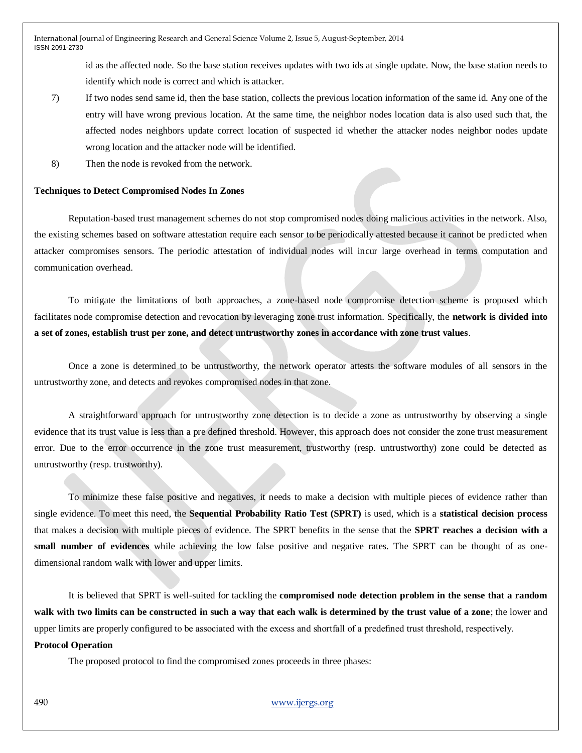id as the affected node. So the base station receives updates with two ids at single update. Now, the base station needs to identify which node is correct and which is attacker.

7) If two nodes send same id, then the base station, collects the previous location information of the same id. Any one of the entry will have wrong previous location. At the same time, the neighbor nodes location data is also used such that, the affected nodes neighbors update correct location of suspected id whether the attacker nodes neighbor nodes update wrong location and the attacker node will be identified.
8) Then the node is revoked from the network.

**Techniques to Detect Compromised Nodes In Zones**

Reputation-based trust management schemes do not stop compromised nodes doing malicious activities in the network. Also, the existing schemes based on software attestation require each sensor to be periodically attested because it cannot be predicted when attacker compromises sensors. The periodic attestation of individual nodes will incur large overhead in terms computation and communication overhead.

To mitigate the limitations of both approaches, a zone-based node compromise detection scheme is proposed which facilitates node compromise detection and revocation by leveraging zone trust information. Specifically, the **network is divided into a set of zones, establish trust per zone, and detect untrustworthy zones in accordance with zone trust values**.

Once a zone is determined to be untrustworthy, the network operator attests the software modules of all sensors in the untrustworthy zone, and detects and revokes compromised nodes in that zone.

A straightforward approach for untrustworthy zone detection is to decide a zone as untrustworthy by observing a single evidence that its trust value is less than a pre defined threshold. However, this approach does not consider the zone trust measurement error. Due to the error occurrence in the zone trust measurement, trustworthy (resp. untrustworthy) zone could be detected as untrustworthy (resp. trustworthy).

To minimize these false positive and negatives, it needs to make a decision with multiple pieces of evidence rather than single evidence. To meet this need, the **Sequential Probability Ratio Test (SPRT)** is used, which is a **statistical decision process** that makes a decision with multiple pieces of evidence. The SPRT benefits in the sense that the **SPRT reaches a decision with a small number of evidences** while achieving the low false positive and negative rates. The SPRT can be thought of as one-dimensional random walk with lower and upper limits.

It is believed that SPRT is well-suited for tackling the **compromised node detection problem in the sense that a random walk with two limits can be constructed in such a way that each walk is determined by the trust value of a zone**; the lower and upper limits are properly configured to be associated with the excess and shortfall of a predefined trust threshold, respectively.

**Protocol Operation**

The proposed protocol to find the compromised zones proceeds in three phases: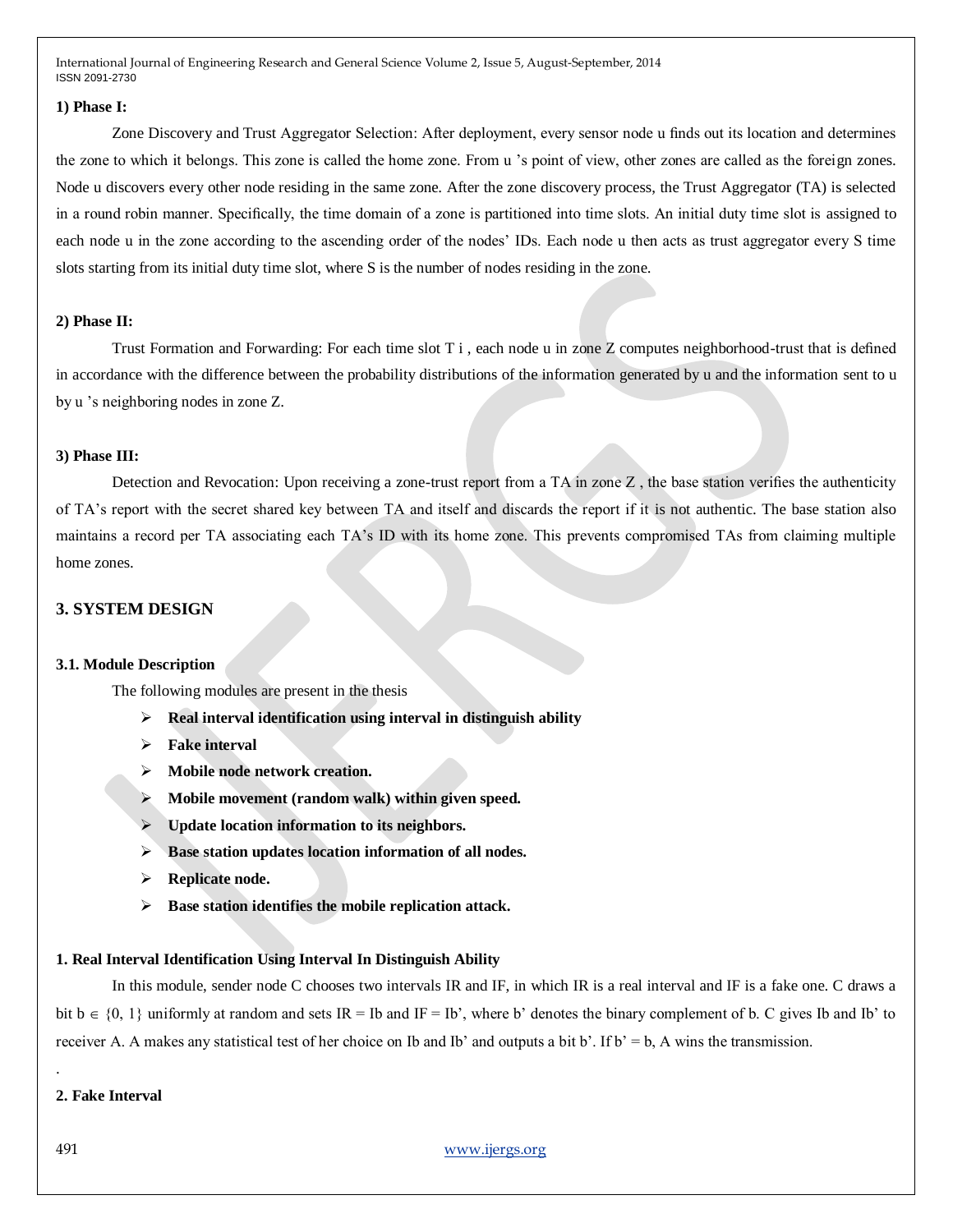**1) Phase I:**

Zone Discovery and Trust Aggregator Selection: After deployment, every sensor node u finds out its location and determines the zone to which it belongs. This zone is called the home zone. From u 's point of view, other zones are called as the foreign zones. Node u discovers every other node residing in the same zone. After the zone discovery process, the Trust Aggregator (TA) is selected in a round robin manner. Specifically, the time domain of a zone is partitioned into time slots. An initial duty time slot is assigned to each node u in the zone according to the ascending order of the nodes' IDs. Each node u then acts as trust aggregator every S time slots starting from its initial duty time slot, where S is the number of nodes residing in the zone.

**2) Phase II:**

Trust Formation and Forwarding: For each time slot T i , each node u in zone Z computes neighborhood-trust that is defined in accordance with the difference between the probability distributions of the information generated by u and the information sent to u by u 's neighboring nodes in zone Z.

**3) Phase III:**

Detection and Revocation: Upon receiving a zone-trust report from a TA in zone Z , the base station verifies the authenticity of TA's report with the secret shared key between TA and itself and discards the report if it is not authentic. The base station also maintains a record per TA associating each TA's ID with its home zone. This prevents compromised TAs from claiming multiple home zones.

## 3. SYSTEM DESIGN

### 3.1. Module Description

The following modules are present in the thesis

- **Real interval identification using interval in distinguish ability**
- **Fake interval**
- **Mobile node network creation.**
- **Mobile movement (random walk) within given speed.**
- **Update location information to its neighbors.**
- **Base station updates location information of all nodes.**
- **Replicate node.**
- **Base station identifies the mobile replication attack.**

**1. Real Interval Identification Using Interval In Distinguish Ability**

In this module, sender node C chooses two intervals IR and IF, in which IR is a real interval and IF is a fake one. C draws a bit $b \in \{0, 1\}$ uniformly at random and sets IR = Ib and IF = Ib', where b' denotes the binary complement of b. C gives Ib and Ib' to receiver A. A makes any statistical test of her choice on Ib and Ib' and outputs a bit b'. If b' = b, A wins the transmission.

.

**2. Fake Interval**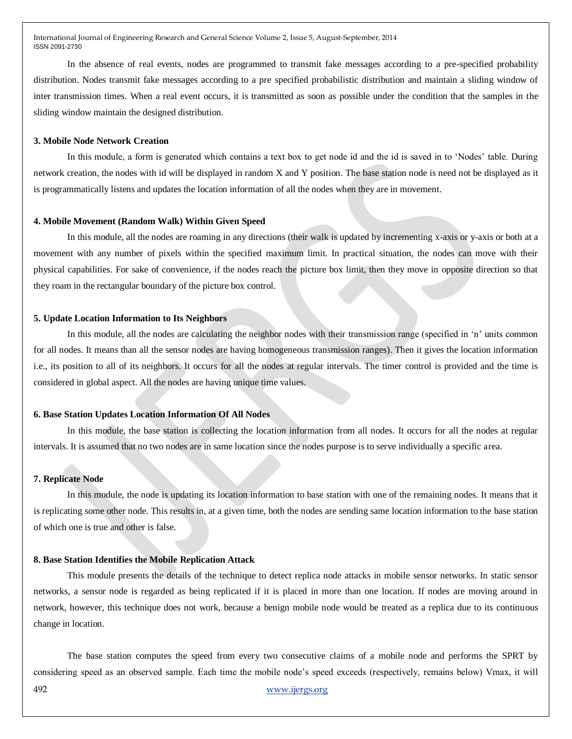In the absence of real events, nodes are programmed to transmit fake messages according to a pre-specified probability distribution. Nodes transmit fake messages according to a pre specified probabilistic distribution and maintain a sliding window of inter transmission times. When a real event occurs, it is transmitted as soon as possible under the condition that the samples in the sliding window maintain the designed distribution.

**3. Mobile Node Network Creation**

In this module, a form is generated which contains a text box to get node id and the id is saved in to 'Nodes' table. During network creation, the nodes with id will be displayed in random X and Y position. The base station node is need not be displayed as it is programmatically listens and updates the location information of all the nodes when they are in movement.

**4. Mobile Movement (Random Walk) Within Given Speed**

In this module, all the nodes are roaming in any directions (their walk is updated by incrementing x-axis or y-axis or both at a movement with any number of pixels within the specified maximum limit. In practical situation, the nodes can move with their physical capabilities. For sake of convenience, if the nodes reach the picture box limit, then they move in opposite direction so that they roam in the rectangular boundary of the picture box control.

**5. Update Location Information to Its Neighbors**

In this module, all the nodes are calculating the neighbor nodes with their transmission range (specified in 'n' units common for all nodes. It means than all the sensor nodes are having homogeneous transmission ranges). Then it gives the location information i.e., its position to all of its neighbors. It occurs for all the nodes at regular intervals. The timer control is provided and the time is considered in global aspect. All the nodes are having unique time values.

**6. Base Station Updates Location Information Of All Nodes**

In this module, the base station is collecting the location information from all nodes. It occurs for all the nodes at regular intervals. It is assumed that no two nodes are in same location since the nodes purpose is to serve individually a specific area.

**7. Replicate Node**

In this module, the node is updating its location information to base station with one of the remaining nodes. It means that it is replicating some other node. This results in, at a given time, both the nodes are sending same location information to the base station of which one is true and other is false.

**8. Base Station Identifies the Mobile Replication Attack**

This module presents the details of the technique to detect replica node attacks in mobile sensor networks. In static sensor networks, a sensor node is regarded as being replicated if it is placed in more than one location. If nodes are moving around in network, however, this technique does not work, because a benign mobile node would be treated as a replica due to its continuous change in location.

The base station computes the speed from every two consecutive claims of a mobile node and performs the SPRT by considering speed as an observed sample. Each time the mobile node's speed exceeds (respectively, remains below) Vmax, it will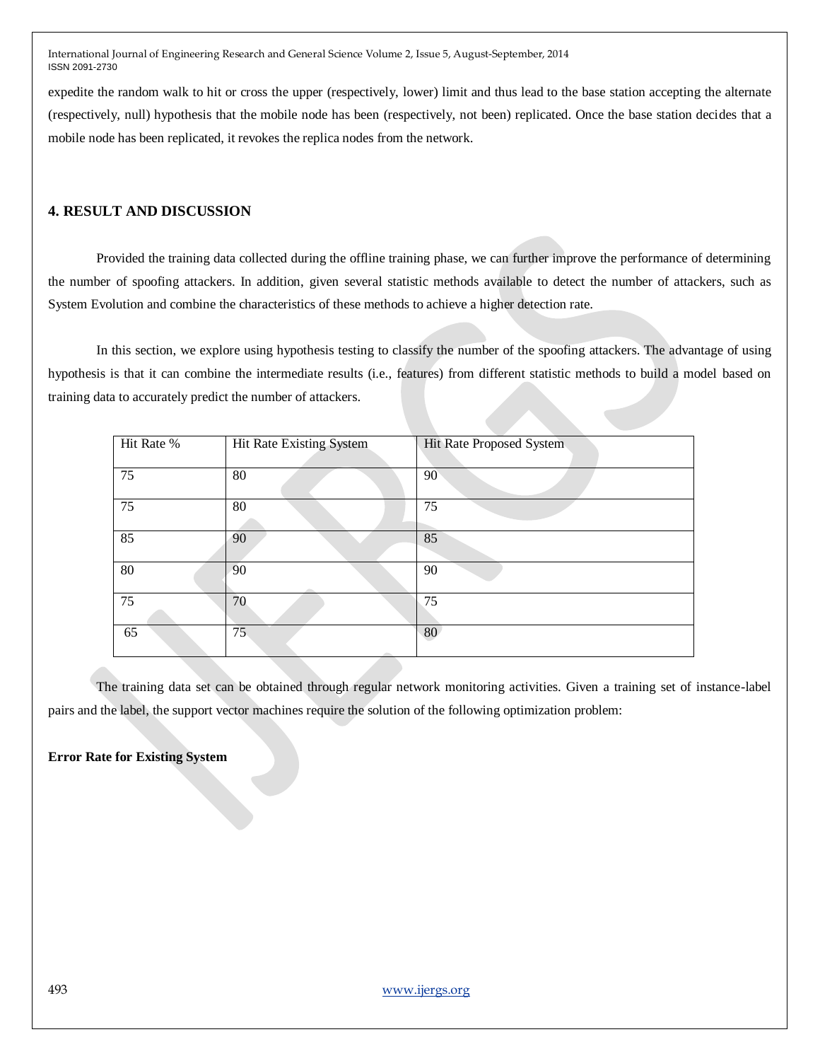expedite the random walk to hit or cross the upper (respectively, lower) limit and thus lead to the base station accepting the alternate (respectively, null) hypothesis that the mobile node has been (respectively, not been) replicated. Once the base station decides that a mobile node has been replicated, it revokes the replica nodes from the network.

## 4. RESULT AND DISCUSSION

Provided the training data collected during the offline training phase, we can further improve the performance of determining the number of spoofing attackers. In addition, given several statistic methods available to detect the number of attackers, such as System Evolution and combine the characteristics of these methods to achieve a higher detection rate.

In this section, we explore using hypothesis testing to classify the number of the spoofing attackers. The advantage of using hypothesis is that it can combine the intermediate results (i.e., features) from different statistic methods to build a model based on training data to accurately predict the number of attackers.

| Hit Rate % | Hit Rate Existing System | Hit Rate Proposed System |
|---|---|---|
| 75 | 80 | 90 |
| 75 | 80 | 75 |
| 85 | 90 | 85 |
| 80 | 90 | 90 |
| 75 | 70 | 75 |
| 65 | 75 | 80 |

The training data set can be obtained through regular network monitoring activities. Given a training set of instance-label pairs and the label, the support vector machines require the solution of the following optimization problem:

**Error Rate for Existing System**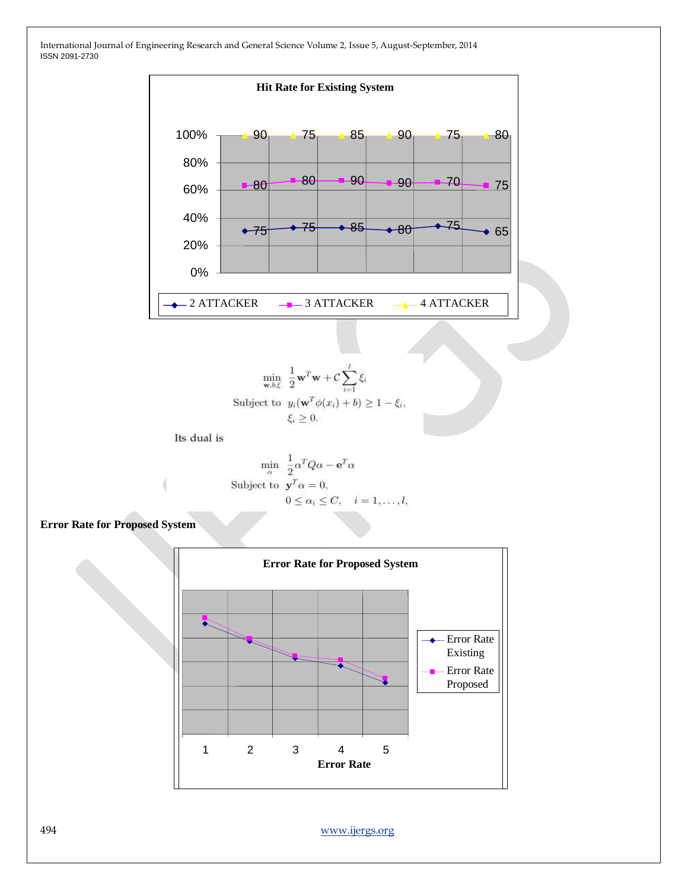**Hit Rate for Existing System**

| | 1 | 2 | 3 | 4 | 5 | 6 |
|---|---|---|---|---|---|---|
| 2 ATTACKER | 75 | 75 | 85 | 80 | 75 | 65 |
| 3 ATTACKER | 80 | 80 | 90 | 90 | 70 | 75 |
| 4 ATTACKER | 90 | 75 | 85 | 90 | 75 | 80 |

$$\min_{\mathbf{w},b,\xi} \ \frac{1}{2}\mathbf{w}^T\mathbf{w} + C\sum_{i=1}^{l}\xi_i$$

$$\text{Subject to} \ \ y_i(\mathbf{w}^T\phi(x_i)+b) \geq 1-\xi_i,$$

$$\xi_i \geq 0.$$

Its dual is

$$\min_{\alpha} \ \frac{1}{2}\alpha^T Q\alpha - \mathbf{e}^T\alpha$$

$$\text{Subject to} \ \ \mathbf{y}^T\alpha = 0,$$

$$0 \leq \alpha_i \leq C, \quad i=1,\ldots,l,$$

**Error Rate for Proposed System**

**Error Rate for Proposed System**

Legend: Error Rate Existing; Error Rate Proposed

X-axis: 1, 2, 3, 4, 5 — **Error Rate**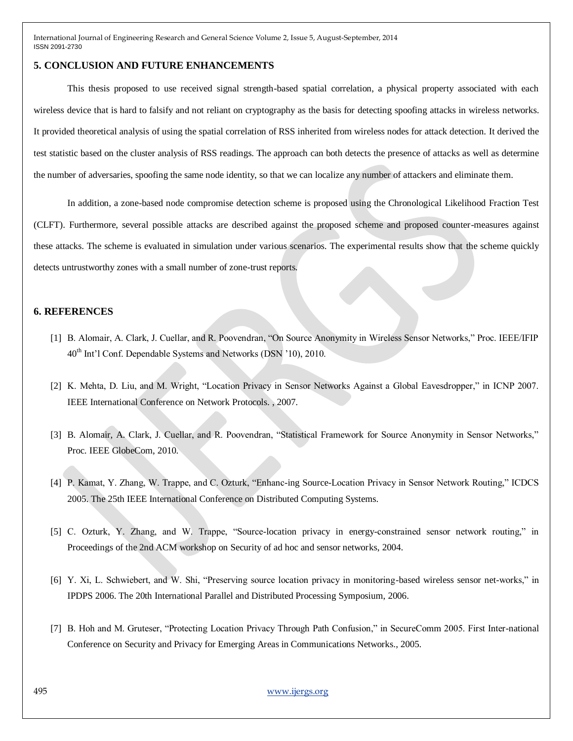## 5. CONCLUSION AND FUTURE ENHANCEMENTS

This thesis proposed to use received signal strength-based spatial correlation, a physical property associated with each wireless device that is hard to falsify and not reliant on cryptography as the basis for detecting spoofing attacks in wireless networks. It provided theoretical analysis of using the spatial correlation of RSS inherited from wireless nodes for attack detection. It derived the test statistic based on the cluster analysis of RSS readings. The approach can both detects the presence of attacks as well as determine the number of adversaries, spoofing the same node identity, so that we can localize any number of attackers and eliminate them.

In addition, a zone-based node compromise detection scheme is proposed using the Chronological Likelihood Fraction Test (CLFT). Furthermore, several possible attacks are described against the proposed scheme and proposed counter-measures against these attacks. The scheme is evaluated in simulation under various scenarios. The experimental results show that the scheme quickly detects untrustworthy zones with a small number of zone-trust reports.

## 6. REFERENCES

[1] B. Alomair, A. Clark, J. Cuellar, and R. Poovendran, "On Source Anonymity in Wireless Sensor Networks," Proc. IEEE/IFIP 40th Int'l Conf. Dependable Systems and Networks (DSN '10), 2010.

[2] K. Mehta, D. Liu, and M. Wright, "Location Privacy in Sensor Networks Against a Global Eavesdropper," in ICNP 2007. IEEE International Conference on Network Protocols. , 2007.

[3] B. Alomair, A. Clark, J. Cuellar, and R. Poovendran, "Statistical Framework for Source Anonymity in Sensor Networks," Proc. IEEE GlobeCom, 2010.

[4] P. Kamat, Y. Zhang, W. Trappe, and C. Ozturk, "Enhanc-ing Source-Location Privacy in Sensor Network Routing," ICDCS 2005. The 25th IEEE International Conference on Distributed Computing Systems.

[5] C. Ozturk, Y. Zhang, and W. Trappe, "Source-location privacy in energy-constrained sensor network routing," in Proceedings of the 2nd ACM workshop on Security of ad hoc and sensor networks, 2004.

[6] Y. Xi, L. Schwiebert, and W. Shi, "Preserving source location privacy in monitoring-based wireless sensor net-works," in IPDPS 2006. The 20th International Parallel and Distributed Processing Symposium, 2006.

[7] B. Hoh and M. Gruteser, "Protecting Location Privacy Through Path Confusion," in SecureComm 2005. First Inter-national Conference on Security and Privacy for Emerging Areas in Communications Networks., 2005.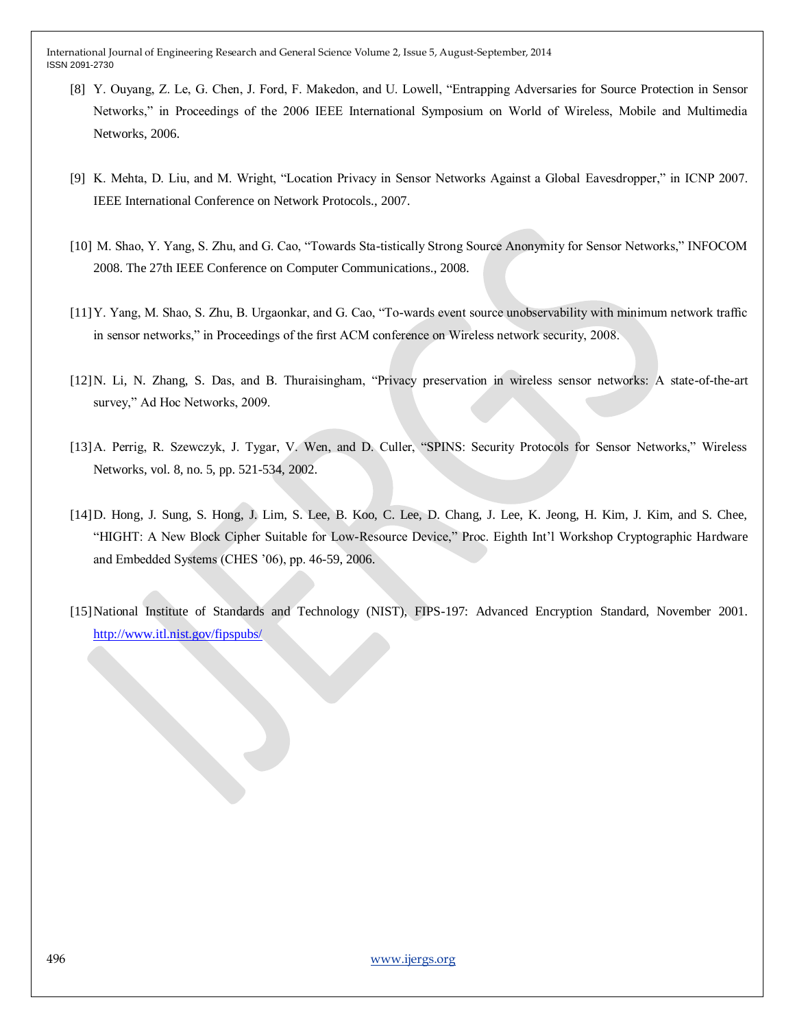[8] Y. Ouyang, Z. Le, G. Chen, J. Ford, F. Makedon, and U. Lowell, "Entrapping Adversaries for Source Protection in Sensor Networks," in Proceedings of the 2006 IEEE International Symposium on World of Wireless, Mobile and Multimedia Networks, 2006.

[9] K. Mehta, D. Liu, and M. Wright, "Location Privacy in Sensor Networks Against a Global Eavesdropper," in ICNP 2007. IEEE International Conference on Network Protocols., 2007.

[10] M. Shao, Y. Yang, S. Zhu, and G. Cao, "Towards Sta-tistically Strong Source Anonymity for Sensor Networks," INFOCOM 2008. The 27th IEEE Conference on Computer Communications., 2008.

[11] Y. Yang, M. Shao, S. Zhu, B. Urgaonkar, and G. Cao, "To-wards event source unobservability with minimum network traffic in sensor networks," in Proceedings of the first ACM conference on Wireless network security, 2008.

[12] N. Li, N. Zhang, S. Das, and B. Thuraisingham, "Privacy preservation in wireless sensor networks: A state-of-the-art survey," Ad Hoc Networks, 2009.

[13] A. Perrig, R. Szewczyk, J. Tygar, V. Wen, and D. Culler, "SPINS: Security Protocols for Sensor Networks," Wireless Networks, vol. 8, no. 5, pp. 521-534, 2002.

[14] D. Hong, J. Sung, S. Hong, J. Lim, S. Lee, B. Koo, C. Lee, D. Chang, J. Lee, K. Jeong, H. Kim, J. Kim, and S. Chee, "HIGHT: A New Block Cipher Suitable for Low-Resource Device," Proc. Eighth Int'l Workshop Cryptographic Hardware and Embedded Systems (CHES '06), pp. 46-59, 2006.

[15] National Institute of Standards and Technology (NIST), FIPS-197: Advanced Encryption Standard, November 2001. http://www.itl.nist.gov/fipspubs/